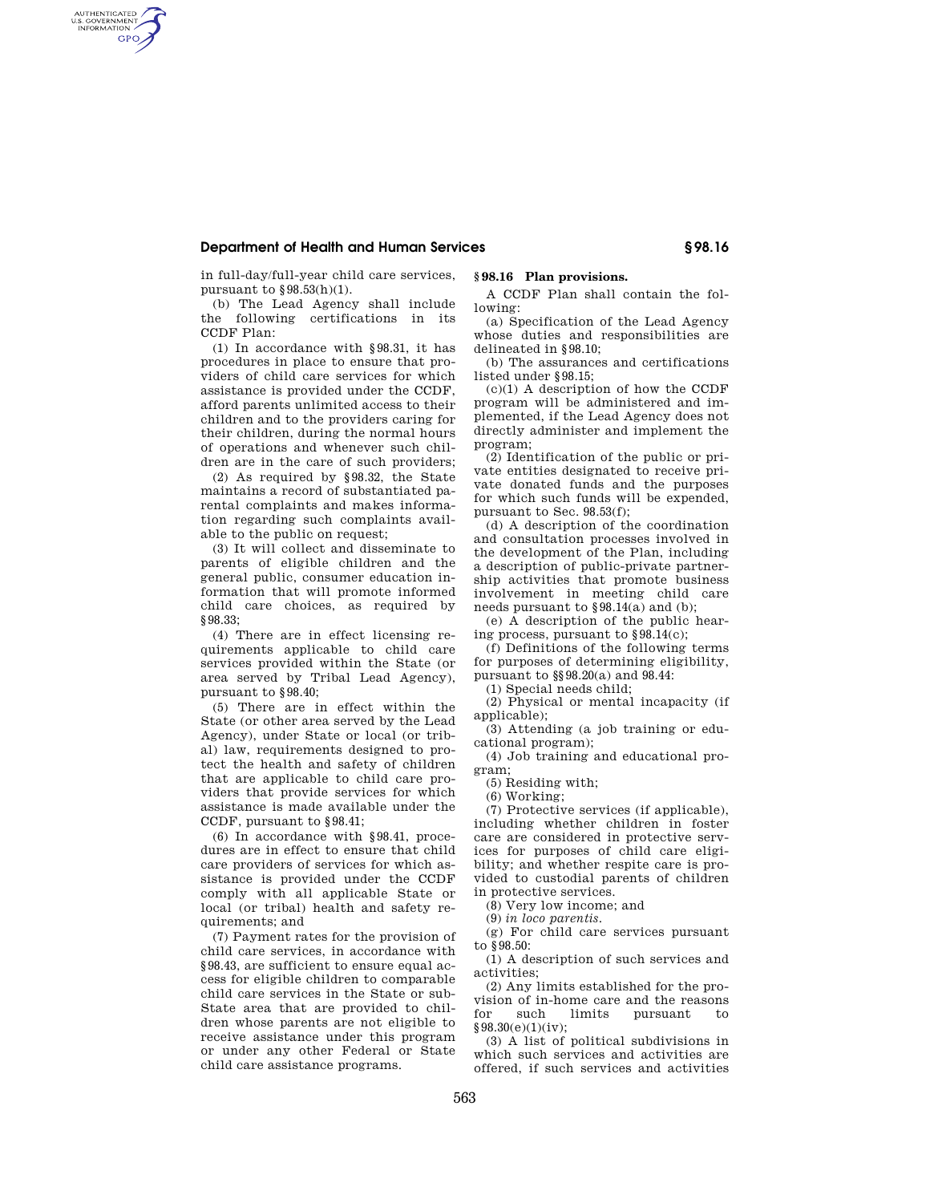in full-day/full-year child care services, pursuant to §98.53(h)(1).

(b) The Lead Agency shall include the following certifications in its CCDF Plan:

(1) In accordance with §98.31, it has procedures in place to ensure that providers of child care services for which assistance is provided under the CCDF, afford parents unlimited access to their children and to the providers caring for their children, during the normal hours of operations and whenever such children are in the care of such providers;

(2) As required by §98.32, the State maintains a record of substantiated parental complaints and makes information regarding such complaints available to the public on request;

(3) It will collect and disseminate to parents of eligible children and the general public, consumer education information that will promote informed child care choices, as required by §98.33;

(4) There are in effect licensing requirements applicable to child care services provided within the State (or area served by Tribal Lead Agency), pursuant to §98.40;

(5) There are in effect within the State (or other area served by the Lead Agency), under State or local (or tribal) law, requirements designed to protect the health and safety of children that are applicable to child care providers that provide services for which assistance is made available under the CCDF, pursuant to §98.41;

(6) In accordance with §98.41, procedures are in effect to ensure that child care providers of services for which assistance is provided under the CCDF comply with all applicable State or local (or tribal) health and safety requirements; and

(7) Payment rates for the provision of child care services, in accordance with §98.43, are sufficient to ensure equal access for eligible children to comparable child care services in the State or sub-State area that are provided to children whose parents are not eligible to receive assistance under this program or under any other Federal or State child care assistance programs.

## §98.16 Plan provisions.

A CCDF Plan shall contain the following:

(a) Specification of the Lead Agency whose duties and responsibilities are delineated in §98.10;

(b) The assurances and certifications listed under §98.15;

(c)(1) A description of how the CCDF program will be administered and implemented, if the Lead Agency does not directly administer and implement the program;

(2) Identification of the public or private entities designated to receive private donated funds and the purposes for which such funds will be expended, pursuant to Sec. 98.53(f);

(d) A description of the coordination and consultation processes involved in the development of the Plan, including a description of public-private partnership activities that promote business involvement in meeting child care needs pursuant to §98.14(a) and (b);

(e) A description of the public hearing process, pursuant to §98.14(c);

(f) Definitions of the following terms for purposes of determining eligibility, pursuant to §§98.20(a) and 98.44:

(1) Special needs child;

(2) Physical or mental incapacity (if applicable);

(3) Attending (a job training or educational program);

(4) Job training and educational program;

(5) Residing with;

(6) Working;

(7) Protective services (if applicable), including whether children in foster care are considered in protective services for purposes of child care eligibility; and whether respite care is provided to custodial parents of children in protective services.

(8) Very low income; and

(9) *in loco parentis*.

(g) For child care services pursuant to §98.50:

(1) A description of such services and activities;

(2) Any limits established for the provision of in-home care and the reasons for such limits pursuant to §98.30(e)(1)(iv);

(3) A list of political subdivisions in which such services and activities are offered, if such services and activities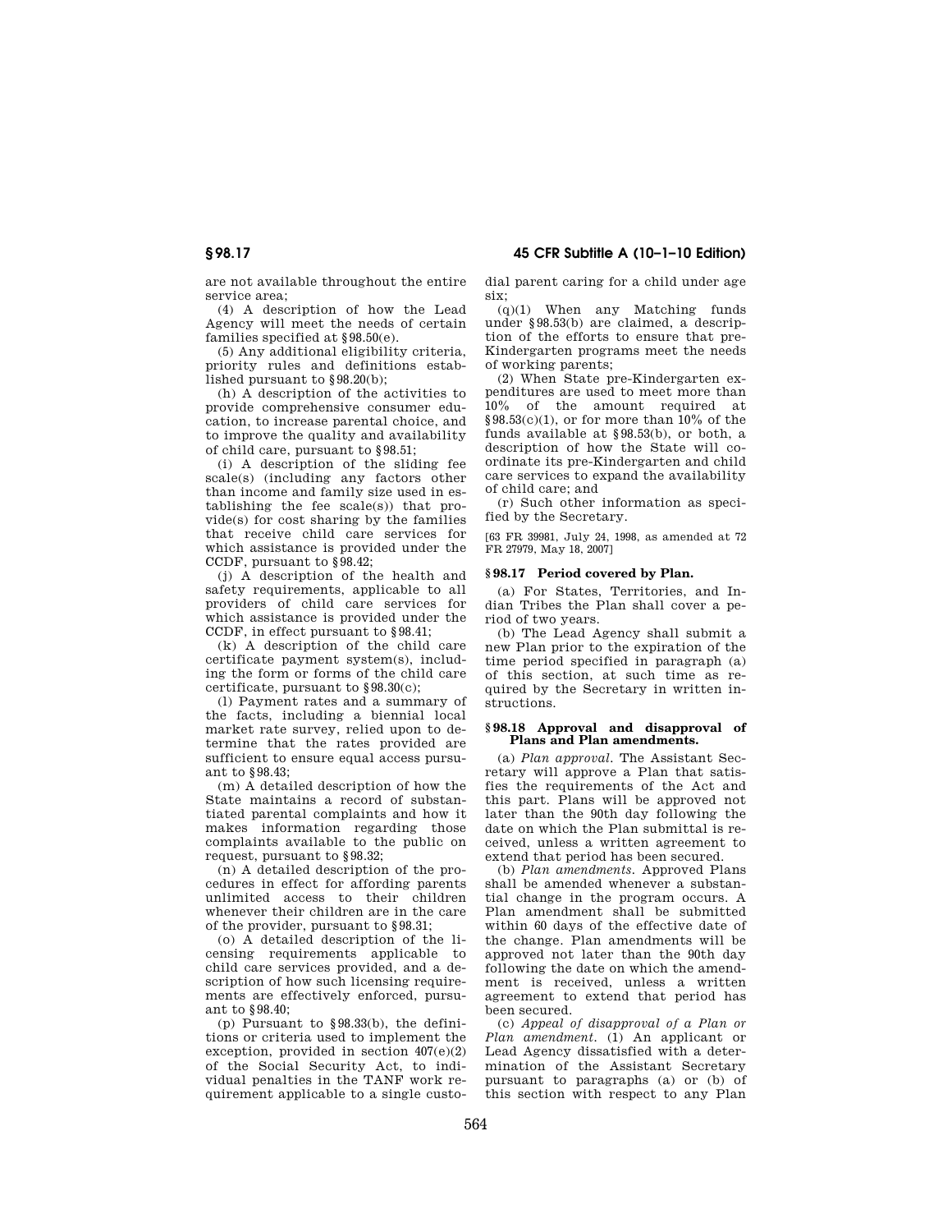are not available throughout the entire service area;

(4) A description of how the Lead Agency will meet the needs of certain families specified at §98.50(e).

(5) Any additional eligibility criteria, priority rules and definitions established pursuant to §98.20(b);

(h) A description of the activities to provide comprehensive consumer education, to increase parental choice, and to improve the quality and availability of child care, pursuant to §98.51;

(i) A description of the sliding fee scale(s) (including any factors other than income and family size used in establishing the fee scale(s)) that provide(s) for cost sharing by the families that receive child care services for which assistance is provided under the CCDF, pursuant to §98.42;

(j) A description of the health and safety requirements, applicable to all providers of child care services for which assistance is provided under the CCDF, in effect pursuant to §98.41;

(k) A description of the child care certificate payment system(s), including the form or forms of the child care certificate, pursuant to §98.30(c);

(l) Payment rates and a summary of the facts, including a biennial local market rate survey, relied upon to determine that the rates provided are sufficient to ensure equal access pursuant to §98.43;

(m) A detailed description of how the State maintains a record of substantiated parental complaints and how it makes information regarding those complaints available to the public on request, pursuant to §98.32;

(n) A detailed description of the procedures in effect for affording parents unlimited access to their children whenever their children are in the care of the provider, pursuant to §98.31;

(o) A detailed description of the licensing requirements applicable to child care services provided, and a description of how such licensing requirements are effectively enforced, pursuant to §98.40;

(p) Pursuant to §98.33(b), the definitions or criteria used to implement the exception, provided in section 407(e)(2) of the Social Security Act, to individual penalties in the TANF work requirement applicable to a single custodial parent caring for a child under age six;

(q)(1) When any Matching funds under §98.53(b) are claimed, a description of the efforts to ensure that pre-Kindergarten programs meet the needs of working parents;

(2) When State pre-Kindergarten expenditures are used to meet more than 10% of the amount required at §98.53(c)(1), or for more than 10% of the funds available at §98.53(b), or both, a description of how the State will coordinate its pre-Kindergarten and child care services to expand the availability of child care; and

(r) Such other information as specified by the Secretary.

[63 FR 39981, July 24, 1998, as amended at 72 FR 27979, May 18, 2007]

### § 98.17 Period covered by Plan.

(a) For States, Territories, and Indian Tribes the Plan shall cover a period of two years.

(b) The Lead Agency shall submit a new Plan prior to the expiration of the time period specified in paragraph (a) of this section, at such time as required by the Secretary in written instructions.

### § 98.18 Approval and disapproval of Plans and Plan amendments.

(a) *Plan approval.* The Assistant Secretary will approve a Plan that satisfies the requirements of the Act and this part. Plans will be approved not later than the 90th day following the date on which the Plan submittal is received, unless a written agreement to extend that period has been secured.

(b) *Plan amendments.* Approved Plans shall be amended whenever a substantial change in the program occurs. A Plan amendment shall be submitted within 60 days of the effective date of the change. Plan amendments will be approved not later than the 90th day following the date on which the amendment is received, unless a written agreement to extend that period has been secured.

(c) *Appeal of disapproval of a Plan or Plan amendment.* (1) An applicant or Lead Agency dissatisfied with a determination of the Assistant Secretary pursuant to paragraphs (a) or (b) of this section with respect to any Plan